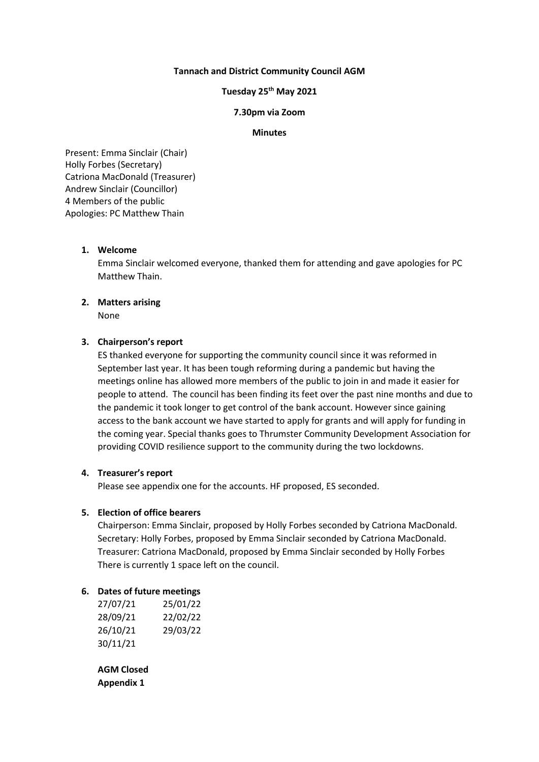**Tannach and District Community Council AGM**

**Tuesday 25th May 2021**

**7.30pm via Zoom**

**Minutes**

Present: Emma Sinclair (Chair)
Holly Forbes (Secretary)
Catriona MacDonald (Treasurer)
Andrew Sinclair (Councillor)
4 Members of the public
Apologies: PC Matthew Thain

1. **Welcome**
   Emma Sinclair welcomed everyone, thanked them for attending and gave apologies for PC Matthew Thain.

2. **Matters arising**
   None

3. **Chairperson's report**
   ES thanked everyone for supporting the community council since it was reformed in September last year. It has been tough reforming during a pandemic but having the meetings online has allowed more members of the public to join in and made it easier for people to attend. The council has been finding its feet over the past nine months and due to the pandemic it took longer to get control of the bank account. However since gaining access to the bank account we have started to apply for grants and will apply for funding in the coming year. Special thanks goes to Thrumster Community Development Association for providing COVID resilience support to the community during the two lockdowns.

4. **Treasurer's report**
   Please see appendix one for the accounts. HF proposed, ES seconded.

5. **Election of office bearers**
   Chairperson: Emma Sinclair, proposed by Holly Forbes seconded by Catriona MacDonald.
   Secretary: Holly Forbes, proposed by Emma Sinclair seconded by Catriona MacDonald.
   Treasurer: Catriona MacDonald, proposed by Emma Sinclair seconded by Holly Forbes
   There is currently 1 space left on the council.

6. **Dates of future meetings**

| | |
|---|---|
| 27/07/21 | 25/01/22 |
| 28/09/21 | 22/02/22 |
| 26/10/21 | 29/03/22 |
| 30/11/21 | |

**AGM Closed**
**Appendix 1**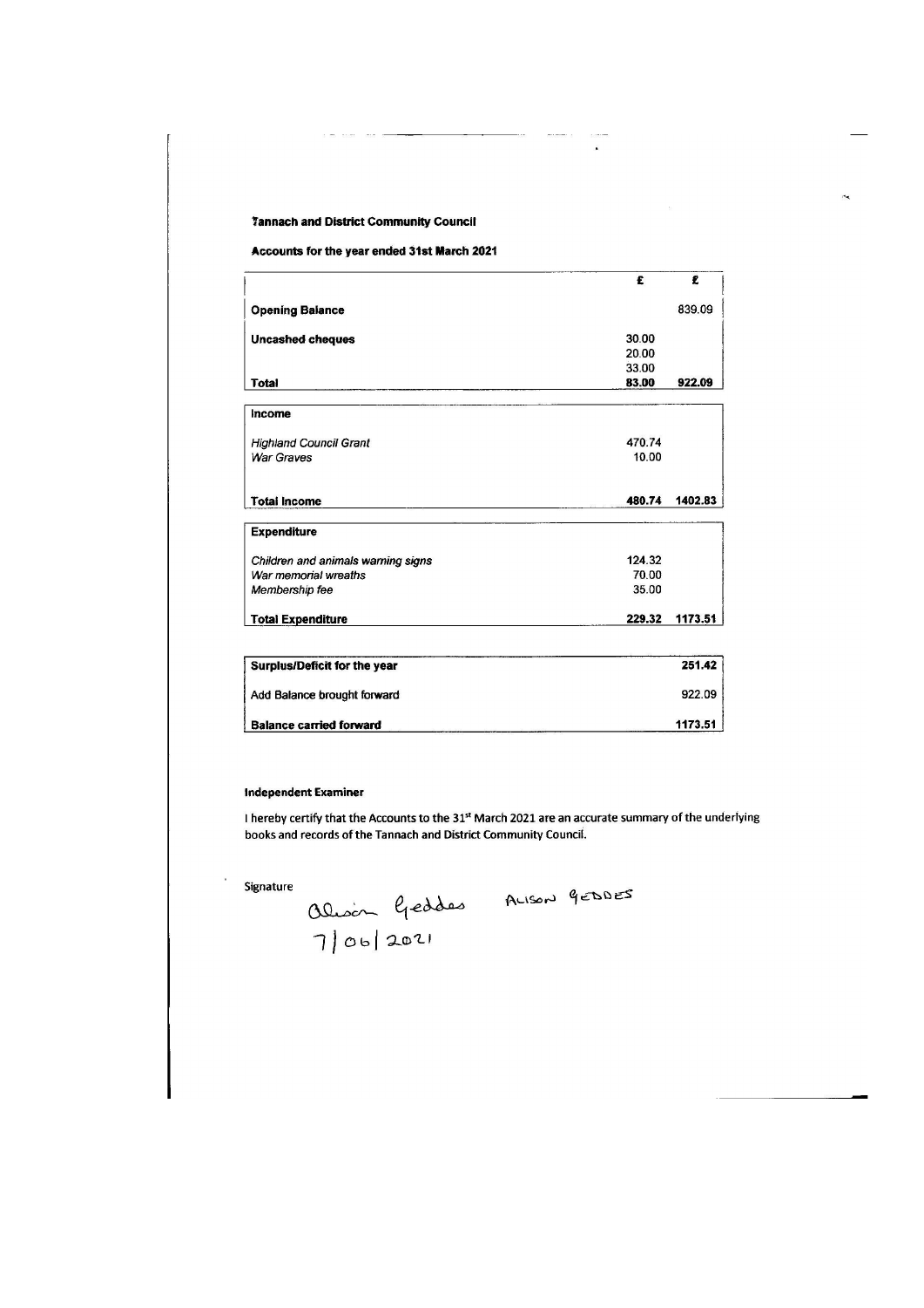**Tannach and District Community Council**

**Accounts for the year ended 31st March 2021**

| | £ | £ |
|---|---|---|
| **Opening Balance** | | 839.09 |
| **Uncashed cheques** | 30.00 | |
| | 20.00 | |
| | 33.00 | |
| **Total** | **83.00** | **922.09** |
| **Income** | | |
| *Highland Council Grant* | 470.74 | |
| *War Graves* | 10.00 | |
| **Total Income** | **480.74** | **1402.83** |
| **Expenditure** | | |
| *Children and animals warning signs* | 124.32 | |
| *War memorial wreaths* | 70.00 | |
| *Membership fee* | 35.00 | |
| **Total Expenditure** | **229.32** | **1173.51** |
| **Surplus/Deficit for the year** | | **251.42** |
| Add Balance brought forward | | 922.09 |
| **Balance carried forward** | | **1173.51** |

**Independent Examiner**

I hereby certify that the Accounts to the 31st March 2021 are an accurate summary of the underlying books and records of the Tannach and District Community Council.

Signature Alison Geddes ALISON GEDDES

7/06/2021